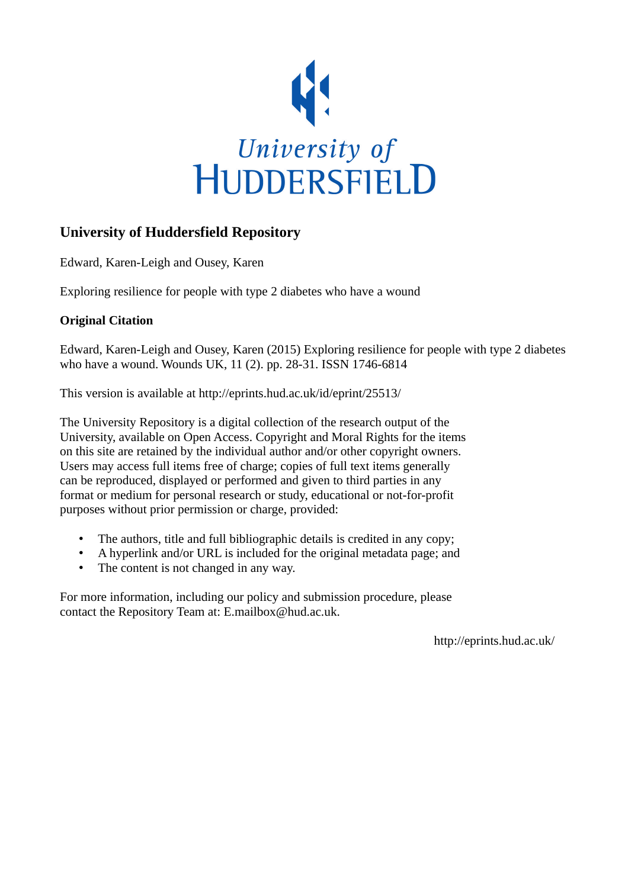University of HUDDERSFIELD

## University of Huddersfield Repository

Edward, Karen-Leigh and Ousey, Karen

Exploring resilience for people with type 2 diabetes who have a wound

**Original Citation**

Edward, Karen-Leigh and Ousey, Karen (2015) Exploring resilience for people with type 2 diabetes who have a wound. Wounds UK, 11 (2). pp. 28-31. ISSN 1746-6814

This version is available at http://eprints.hud.ac.uk/id/eprint/25513/

The University Repository is a digital collection of the research output of the University, available on Open Access. Copyright and Moral Rights for the items on this site are retained by the individual author and/or other copyright owners. Users may access full items free of charge; copies of full text items generally can be reproduced, displayed or performed and given to third parties in any format or medium for personal research or study, educational or not-for-profit purposes without prior permission or charge, provided:

- The authors, title and full bibliographic details is credited in any copy;
- A hyperlink and/or URL is included for the original metadata page; and
- The content is not changed in any way.

For more information, including our policy and submission procedure, please contact the Repository Team at: E.mailbox@hud.ac.uk.

http://eprints.hud.ac.uk/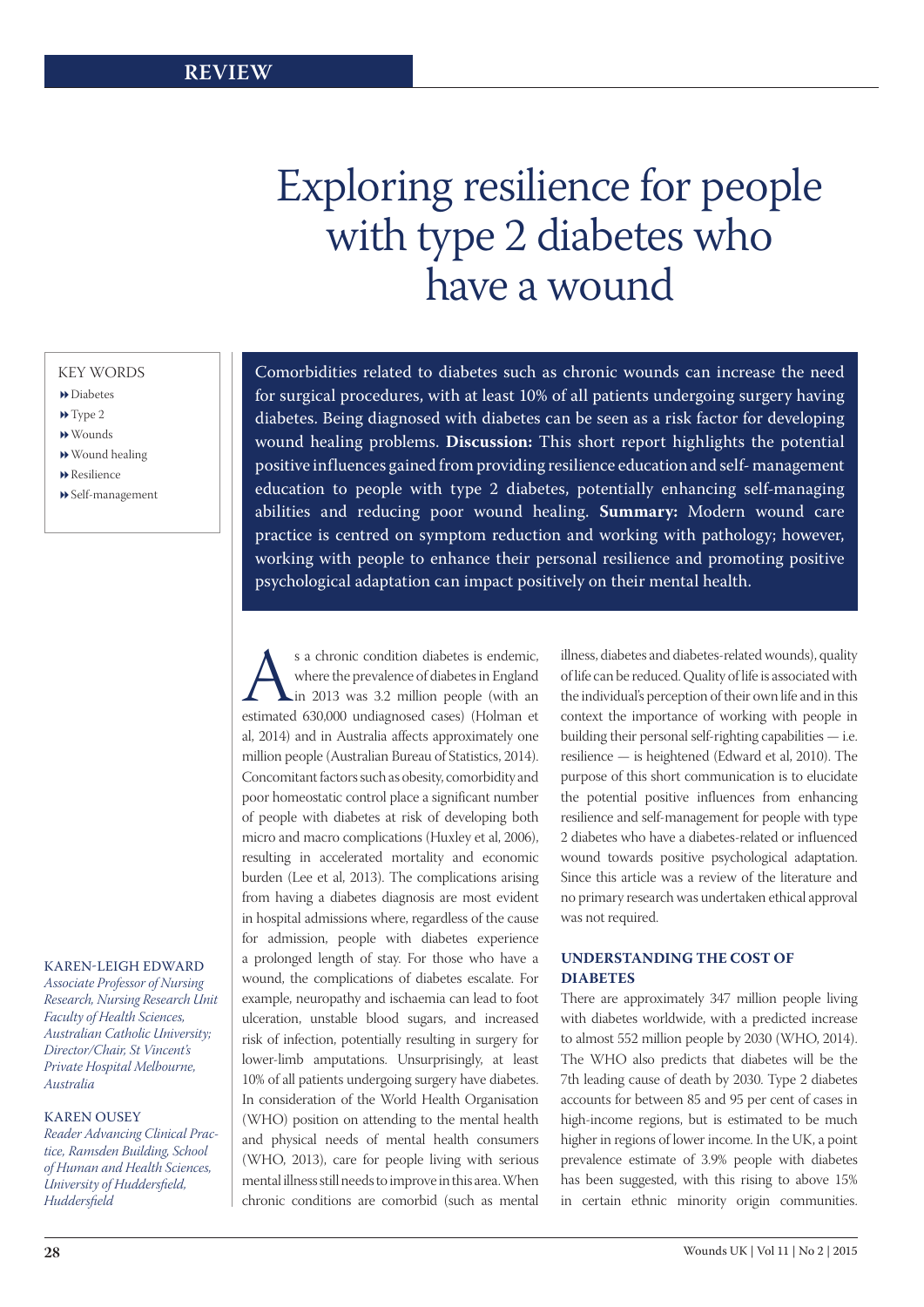REVIEW

# Exploring resilience for people with type 2 diabetes who have a wound

KEY WORDS

- Diabetes
- Type 2
- Wounds
- Wound healing
- Resilience
- Self-management

Comorbidities related to diabetes such as chronic wounds can increase the need for surgical procedures, with at least 10% of all patients undergoing surgery having diabetes. Being diagnosed with diabetes can be seen as a risk factor for developing wound healing problems. **Discussion:** This short report highlights the potential positive influences gained from providing resilience education and self- management education to people with type 2 diabetes, potentially enhancing self-managing abilities and reducing poor wound healing. **Summary:** Modern wound care practice is centred on symptom reduction and working with pathology; however, working with people to enhance their personal resilience and promoting positive psychological adaptation can impact positively on their mental health.

KAREN-LEIGH EDWARD
*Associate Professor of Nursing Research, Nursing Research Unit Faculty of Health Sciences, Australian Catholic University; Director/Chair, St Vincent's Private Hospital Melbourne, Australia*

KAREN OUSEY
*Reader Advancing Clinical Practice, Ramsden Building, School of Human and Health Sciences, University of Huddersfield, Huddersfield*

As a chronic condition diabetes is endemic, where the prevalence of diabetes in England in 2013 was 3.2 million people (with an estimated 630,000 undiagnosed cases) (Holman et al, 2014) and in Australia affects approximately one million people (Australian Bureau of Statistics, 2014). Concomitant factors such as obesity, comorbidity and poor homeostatic control place a significant number of people with diabetes at risk of developing both micro and macro complications (Huxley et al, 2006), resulting in accelerated mortality and economic burden (Lee et al, 2013). The complications arising from having a diabetes diagnosis are most evident in hospital admissions where, regardless of the cause for admission, people with diabetes experience a prolonged length of stay. For those who have a wound, the complications of diabetes escalate. For example, neuropathy and ischaemia can lead to foot ulceration, unstable blood sugars, and increased risk of infection, potentially resulting in surgery for lower-limb amputations. Unsurprisingly, at least 10% of all patients undergoing surgery have diabetes. In consideration of the World Health Organisation (WHO) position on attending to the mental health and physical needs of mental health consumers (WHO, 2013), care for people living with serious mental illness still needs to improve in this area. When chronic conditions are comorbid (such as mental illness, diabetes and diabetes-related wounds), quality of life can be reduced. Quality of life is associated with the individual's perception of their own life and in this context the importance of working with people in building their personal self-righting capabilities — i.e. resilience — is heightened (Edward et al, 2010). The purpose of this short communication is to elucidate the potential positive influences from enhancing resilience and self-management for people with type 2 diabetes who have a diabetes-related or influenced wound towards positive psychological adaptation. Since this article was a review of the literature and no primary research was undertaken ethical approval was not required.

## UNDERSTANDING THE COST OF DIABETES

There are approximately 347 million people living with diabetes worldwide, with a predicted increase to almost 552 million people by 2030 (WHO, 2014). The WHO also predicts that diabetes will be the 7th leading cause of death by 2030. Type 2 diabetes accounts for between 85 and 95 per cent of cases in high-income regions, but is estimated to be much higher in regions of lower income. In the UK, a point prevalence estimate of 3.9% people with diabetes has been suggested, with this rising to above 15% in certain ethnic minority origin communities.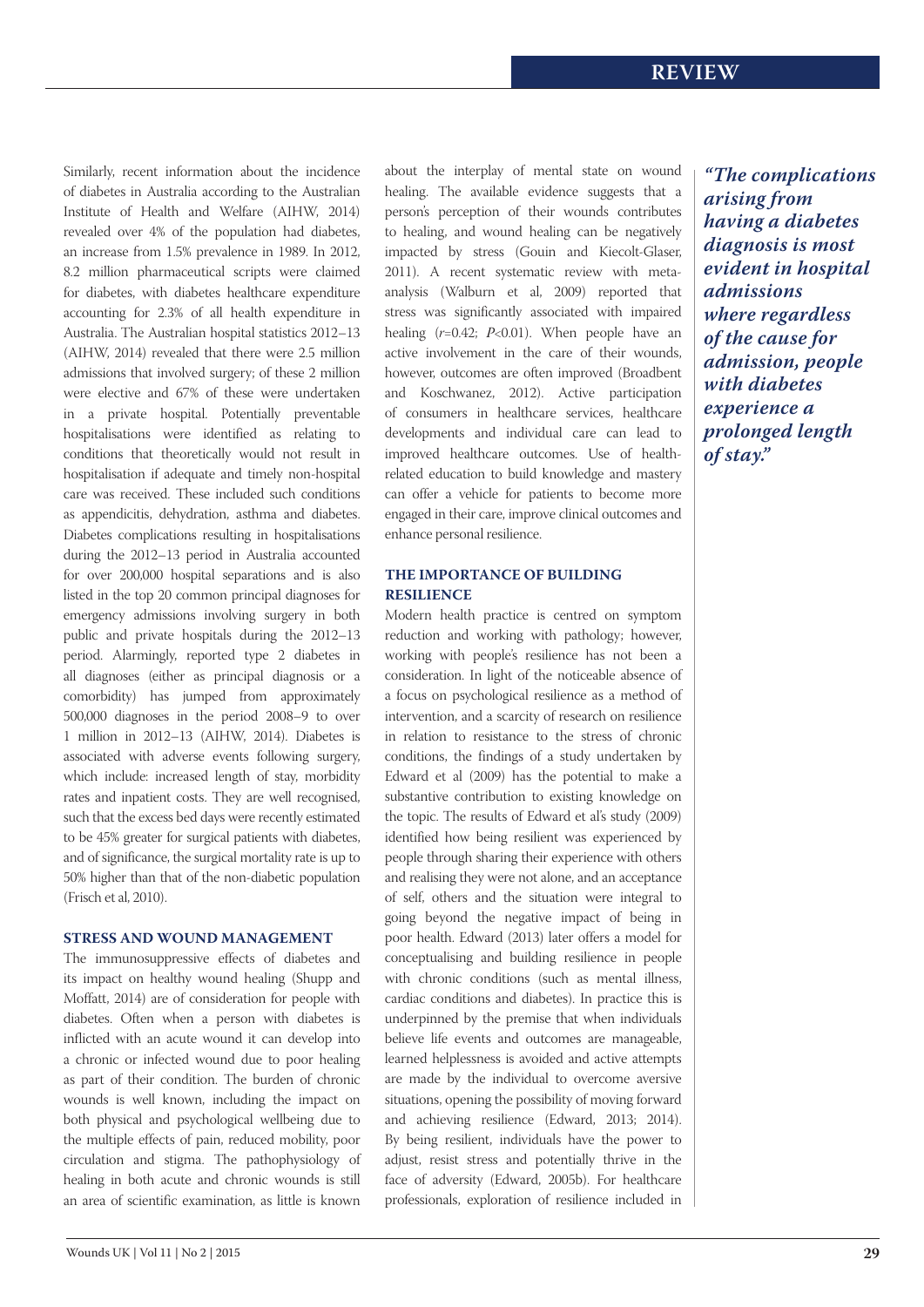Similarly, recent information about the incidence of diabetes in Australia according to the Australian Institute of Health and Welfare (AIHW, 2014) revealed over 4% of the population had diabetes, an increase from 1.5% prevalence in 1989. In 2012, 8.2 million pharmaceutical scripts were claimed for diabetes, with diabetes healthcare expenditure accounting for 2.3% of all health expenditure in Australia. The Australian hospital statistics 2012–13 (AIHW, 2014) revealed that there were 2.5 million admissions that involved surgery; of these 2 million were elective and 67% of these were undertaken in a private hospital. Potentially preventable hospitalisations were identified as relating to conditions that theoretically would not result in hospitalisation if adequate and timely non-hospital care was received. These included such conditions as appendicitis, dehydration, asthma and diabetes. Diabetes complications resulting in hospitalisations during the 2012–13 period in Australia accounted for over 200,000 hospital separations and is also listed in the top 20 common principal diagnoses for emergency admissions involving surgery in both public and private hospitals during the 2012–13 period. Alarmingly, reported type 2 diabetes in all diagnoses (either as principal diagnosis or a comorbidity) has jumped from approximately 500,000 diagnoses in the period 2008–9 to over 1 million in 2012–13 (AIHW, 2014). Diabetes is associated with adverse events following surgery, which include: increased length of stay, morbidity rates and inpatient costs. They are well recognised, such that the excess bed days were recently estimated to be 45% greater for surgical patients with diabetes, and of significance, the surgical mortality rate is up to 50% higher than that of the non-diabetic population (Frisch et al, 2010).

### STRESS AND WOUND MANAGEMENT

The immunosuppressive effects of diabetes and its impact on healthy wound healing (Shupp and Moffatt, 2014) are of consideration for people with diabetes. Often when a person with diabetes is inflicted with an acute wound it can develop into a chronic or infected wound due to poor healing as part of their condition. The burden of chronic wounds is well known, including the impact on both physical and psychological wellbeing due to the multiple effects of pain, reduced mobility, poor circulation and stigma. The pathophysiology of healing in both acute and chronic wounds is still an area of scientific examination, as little is known about the interplay of mental state on wound healing. The available evidence suggests that a person's perception of their wounds contributes to healing, and wound healing can be negatively impacted by stress (Gouin and Kiecolt-Glaser, 2011). A recent systematic review with meta-analysis (Walburn et al, 2009) reported that stress was significantly associated with impaired healing ($r$=0.42; $P$<0.01). When people have an active involvement in the care of their wounds, however, outcomes are often improved (Broadbent and Koschwanez, 2012). Active participation of consumers in healthcare services, healthcare developments and individual care can lead to improved healthcare outcomes. Use of health-related education to build knowledge and mastery can offer a vehicle for patients to become more engaged in their care, improve clinical outcomes and enhance personal resilience.

*"The complications arising from having a diabetes diagnosis is most evident in hospital admissions where regardless of the cause for admission, people with diabetes experience a prolonged length of stay."*

### THE IMPORTANCE OF BUILDING RESILIENCE

Modern health practice is centred on symptom reduction and working with pathology; however, working with people's resilience has not been a consideration. In light of the noticeable absence of a focus on psychological resilience as a method of intervention, and a scarcity of research on resilience in relation to resistance to the stress of chronic conditions, the findings of a study undertaken by Edward et al (2009) has the potential to make a substantive contribution to existing knowledge on the topic. The results of Edward et al's study (2009) identified how being resilient was experienced by people through sharing their experience with others and realising they were not alone, and an acceptance of self, others and the situation were integral to going beyond the negative impact of being in poor health. Edward (2013) later offers a model for conceptualising and building resilience in people with chronic conditions (such as mental illness, cardiac conditions and diabetes). In practice this is underpinned by the premise that when individuals believe life events and outcomes are manageable, learned helplessness is avoided and active attempts are made by the individual to overcome aversive situations, opening the possibility of moving forward and achieving resilience (Edward, 2013; 2014). By being resilient, individuals have the power to adjust, resist stress and potentially thrive in the face of adversity (Edward, 2005b). For healthcare professionals, exploration of resilience included in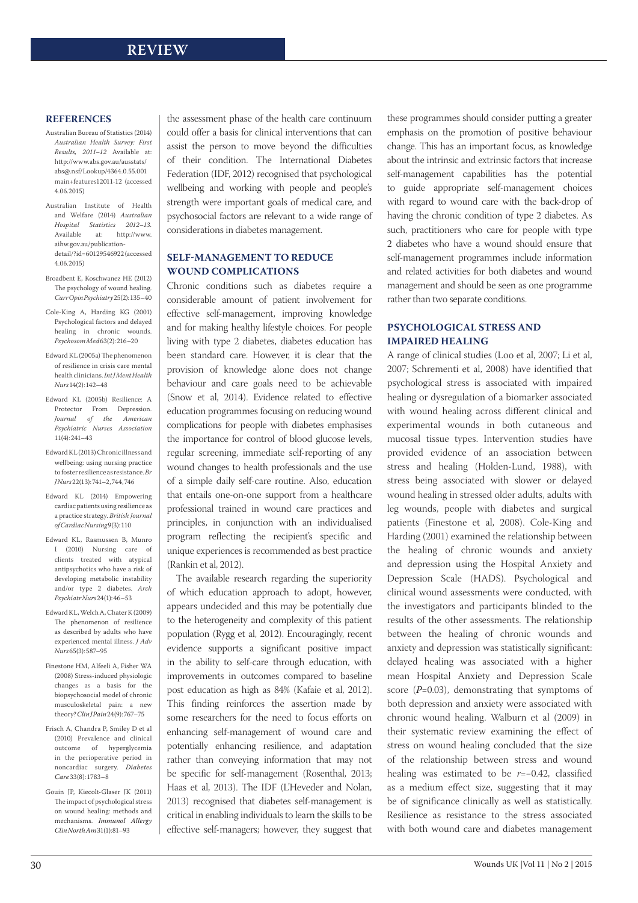## REFERENCES

Australian Bureau of Statistics (2014) *Australian Health Survey: First Results, 2011–12* Available at: http://www.abs.gov.au/ausstats/abs@.nsf/Lookup/4364.0.55.001main+features12011-12 (accessed 4.06.2015)

Australian Institute of Health and Welfare (2014) *Australian Hospital Statistics 2012–13*. Available at: http://www.aihw.gov.au/publication-detail/?id=60129546922 (accessed 4.06.2015)

Broadbent E, Koschwanez HE (2012) The psychology of wound healing. *Curr Opin Psychiatry* 25(2): 135–40

Cole-King A, Harding KG (2001) Psychological factors and delayed healing in chronic wounds. *Psychosom Med* 63(2): 216–20

Edward KL (2005a) The phenomenon of resilience in crisis care mental health clinicians. *Int J Ment Health Nurs* 14(2): 142–48

Edward KL (2005b) Resilience: A Protector From Depression. *Journal of the American Psychiatric Nurses Association* 11(4): 241–43

Edward KL (2013) Chronic illness and wellbeing: using nursing practice to foster resilience as resistance. *Br J Nurs* 22(13): 741–2, 744, 746

Edward KL (2014) Empowering cardiac patients using resilience as a practice strategy. *British Journal of Cardiac Nursing* 9(3): 110

Edward KL, Rasmussen B, Munro I (2010) Nursing care of clients treated with atypical antipsychotics who have a risk of developing metabolic instability and/or type 2 diabetes. *Arch Psychiatr Nurs* 24(1): 46–53

Edward KL, Welch A, Chater K (2009) The phenomenon of resilience as described by adults who have experienced mental illness. *J Adv Nurs* 65(3): 587–95

Finestone HM, Alfeeli A, Fisher WA (2008) Stress-induced physiologic changes as a basis for the biopsychosocial model of chronic musculoskeletal pain: a new theory? *Clin J Pain* 24(9): 767–75

Frisch A, Chandra P, Smiley D et al (2010) Prevalence and clinical outcome of hyperglycemia in the perioperative period in noncardiac surgery. *Diabetes Care* 33(8): 1783–8

Gouin JP, Kiecolt-Glaser JK (2011) The impact of psychological stress on wound healing: methods and mechanisms. *Immunol Allergy Clin North Am* 31(1): 81–93

the assessment phase of the health care continuum could offer a basis for clinical interventions that can assist the person to move beyond the difficulties of their condition. The International Diabetes Federation (IDF, 2012) recognised that psychological wellbeing and working with people and people's strength were important goals of medical care, and psychosocial factors are relevant to a wide range of considerations in diabetes management.

## SELF-MANAGEMENT TO REDUCE WOUND COMPLICATIONS

Chronic conditions such as diabetes require a considerable amount of patient involvement for effective self-management, improving knowledge and for making healthy lifestyle choices. For people living with type 2 diabetes, diabetes education has been standard care. However, it is clear that the provision of knowledge alone does not change behaviour and care goals need to be achievable (Snow et al, 2014). Evidence related to effective education programmes focusing on reducing wound complications for people with diabetes emphasises the importance for control of blood glucose levels, regular screening, immediate self-reporting of any wound changes to health professionals and the use of a simple daily self-care routine. Also, education that entails one-on-one support from a healthcare professional trained in wound care practices and principles, in conjunction with an individualised program reflecting the recipient's specific and unique experiences is recommended as best practice (Rankin et al, 2012).

The available research regarding the superiority of which education approach to adopt, however, appears undecided and this may be potentially due to the heterogeneity and complexity of this patient population (Rygg et al, 2012). Encouragingly, recent evidence supports a significant positive impact in the ability to self-care through education, with improvements in outcomes compared to baseline post education as high as 84% (Kafaie et al, 2012). This finding reinforces the assertion made by some researchers for the need to focus efforts on enhancing self-management of wound care and potentially enhancing resilience, and adaptation rather than conveying information that may not be specific for self-management (Rosenthal, 2013; Haas et al, 2013). The IDF (L'Heveder and Nolan, 2013) recognised that diabetes self-management is critical in enabling individuals to learn the skills to be effective self-managers; however, they suggest that these programmes should consider putting a greater emphasis on the promotion of positive behaviour change. This has an important focus, as knowledge about the intrinsic and extrinsic factors that increase self-management capabilities has the potential to guide appropriate self-management choices with regard to wound care with the back-drop of having the chronic condition of type 2 diabetes. As such, practitioners who care for people with type 2 diabetes who have a wound should ensure that self-management programmes include information and related activities for both diabetes and wound management and should be seen as one programme rather than two separate conditions.

## PSYCHOLOGICAL STRESS AND IMPAIRED HEALING

A range of clinical studies (Loo et al, 2007; Li et al, 2007; Schrementi et al, 2008) have identified that psychological stress is associated with impaired healing or dysregulation of a biomarker associated with wound healing across different clinical and experimental wounds in both cutaneous and mucosal tissue types. Intervention studies have provided evidence of an association between stress and healing (Holden-Lund, 1988), with stress being associated with slower or delayed wound healing in stressed older adults, adults with leg wounds, people with diabetes and surgical patients (Finestone et al, 2008). Cole-King and Harding (2001) examined the relationship between the healing of chronic wounds and anxiety and depression using the Hospital Anxiety and Depression Scale (HADS). Psychological and clinical wound assessments were conducted, with the investigators and participants blinded to the results of the other assessments. The relationship between the healing of chronic wounds and anxiety and depression was statistically significant: delayed healing was associated with a higher mean Hospital Anxiety and Depression Scale score ($P$=0.03), demonstrating that symptoms of both depression and anxiety were associated with chronic wound healing. Walburn et al (2009) in their systematic review examining the effect of stress on wound healing concluded that the size of the relationship between stress and wound healing was estimated to be $r=-0.42$, classified as a medium effect size, suggesting that it may be of significance clinically as well as statistically. Resilience as resistance to the stress associated with both wound care and diabetes management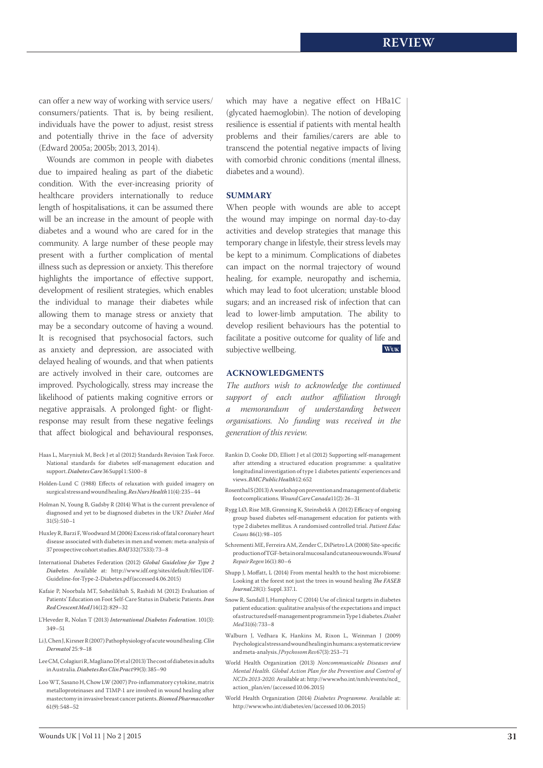can offer a new way of working with service users/consumers/patients. That is, by being resilient, individuals have the power to adjust, resist stress and potentially thrive in the face of adversity (Edward 2005a; 2005b; 2013, 2014).

Wounds are common in people with diabetes due to impaired healing as part of the diabetic condition. With the ever-increasing priority of healthcare providers internationally to reduce length of hospitalisations, it can be assumed there will be an increase in the amount of people with diabetes and a wound who are cared for in the community. A large number of these people may present with a further complication of mental illness such as depression or anxiety. This therefore highlights the importance of effective support, development of resilient strategies, which enables the individual to manage their diabetes while allowing them to manage stress or anxiety that may be a secondary outcome of having a wound. It is recognised that psychosocial factors, such as anxiety and depression, are associated with delayed healing of wounds, and that when patients are actively involved in their care, outcomes are improved. Psychologically, stress may increase the likelihood of patients making cognitive errors or negative appraisals. A prolonged fight- or flight-response may result from these negative feelings that affect biological and behavioural responses, which may have a negative effect on HBa1C (glycated haemoglobin). The notion of developing resilience is essential if patients with mental health problems and their families/carers are able to transcend the potential negative impacts of living with comorbid chronic conditions (mental illness, diabetes and a wound).

## SUMMARY

When people with wounds are able to accept the wound may impinge on normal day-to-day activities and develop strategies that manage this temporary change in lifestyle, their stress levels may be kept to a minimum. Complications of diabetes can impact on the normal trajectory of wound healing, for example, neuropathy and ischemia, which may lead to foot ulceration; unstable blood sugars; and an increased risk of infection that can lead to lower-limb amputation. The ability to develop resilient behaviours has the potential to facilitate a positive outcome for quality of life and subjective wellbeing. **Wuk**

## ACKNOWLEDGMENTS

*The authors wish to acknowledge the continued support of each author affiliation through a memorandum of understanding between organisations. No funding was received in the generation of this review.*

Haas L, Maryniuk M, Beck J et al (2012) Standards Revision Task Force. National standards for diabetes self-management education and support. *Diabetes Care* 36 Suppl 1: S100–8

Holden-Lund C (1988) Effects of relaxation with guided imagery on surgical stress and wound healing. *Res Nurs Health* 11(4): 235–44

Holman N, Young B, Gadsby R (2014) What is the current prevalence of diagnosed and yet to be diagnosed diabetes in the UK? *Diabet Med* 31(5): 510–1

Huxley R, Barzi F, Woodward M (2006) Excess risk of fatal coronary heart disease associated with diabetes in men and women: meta-analysis of 37 prospective cohort studies. *BMJ* 332(7533): 73–8

International Diabetes Federation (2012) *Global Guideline for Type 2 Diabetes*. Available at: http://www.idf.org/sites/default/files/IDF-Guideline-for-Type-2-Diabetes.pdf (accessed 4.06.2015)

Kafaie P, Noorbala MT, Soheilikhah S, Rashidi M (2012) Evaluation of Patients' Education on Foot Self-Care Status in Diabetic Patients. *Iran Red Crescent Med J* 14(12): 829–32

L'Heveder R, Nolan T (2013) *International Diabetes Federation*. 101(3): 349–51

Li J, Chen J, Kirsner R (2007) Pathophysiology of acute wound healing. *Clin Dermatol* 25: 9–18

Lee CM, Colagiuri R, Magliano DJ et al (2013) The cost of diabetes in adults in Australia. *Diabetes Res Clin Pract* 99(3): 385–90

Loo WT, Sasano H, Chow LW (2007) Pro-inflammatory cytokine, matrix metalloproteinases and TIMP-1 are involved in wound healing after mastectomy in invasive breast cancer patients. *Biomed Pharmacother* 61(9): 548–52

Rankin D, Cooke DD, Elliott J et al (2012) Supporting self-management after attending a structured education programme: a qualitative longitudinal investigation of type 1 diabetes patients' experiences and views. *BMC Public Health* 12: 652

Rosenthal S (2013) A workshop on prevention and management of diabetic foot complications. *Wound Care Canada* 11(2): 26–31

Rygg LØ, Rise MB, Grønning K, Steinsbekk A (2012) Efficacy of ongoing group based diabetes self-management education for patients with type 2 diabetes mellitus. A randomised controlled trial. *Patient Educ Couns* 86(1): 98–105

Schrementi ME, Ferreira AM, Zender C, DiPietro LA (2008) Site-specific production of TGF-beta in oral mucosal and cutaneous wounds. *Wound Repair Regen* 16(1): 80–6

Shupp J, Moffatt, L (2014) From mental health to the host microbiome: Looking at the forest not just the trees in wound healing *The FASEB Journal*, 28(1): Suppl. 337.1.

Snow R, Sandall J, Humphrey C (2014) Use of clinical targets in diabetes patient education: qualitative analysis of the expectations and impact of a structured self-management programme in Type 1 diabetes. *Diabet Med* 31(6): 733–8

Walburn J, Vedhara K, Hankins M, Rixon L, Weinman J (2009) Psychological stress and wound healing in humans: a systematic review and meta-analysis. *J Psychosom Res* 67(3): 253–71

World Health Organization (2013) *Noncommunicable Diseases and Mental Health. Global Action Plan for the Prevention and Control of NCDs 2013-2020.* Available at: http://www.who.int/nmh/events/ncd_action_plan/en/ (accessed 10.06.2015)

World Health Organization (2014) *Diabetes Programme*. Available at: http://www.who.int/diabetes/en/ (accessed 10.06.2015)